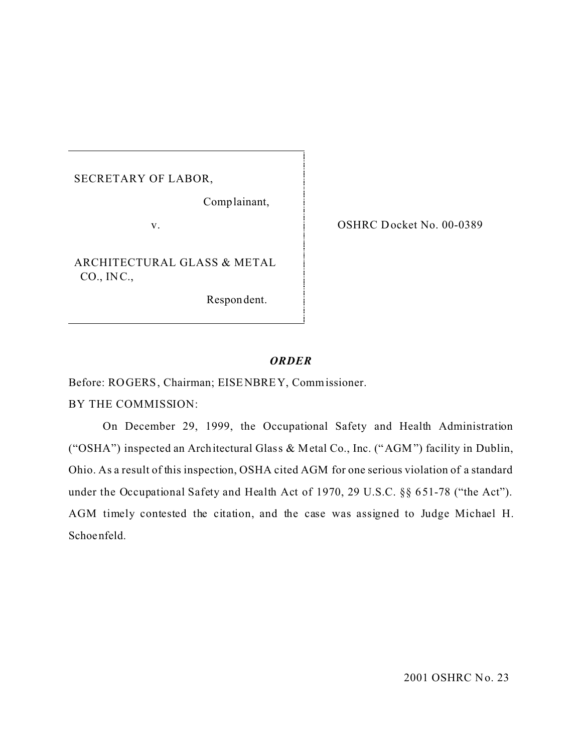| | |
|---|---|
| SECRETARY OF LABOR,<br><br>Complainant,<br><br>v.<br><br>ARCHITECTURAL GLASS & METAL CO., INC.,<br><br>Respondent. | OSHRC Docket No. 00-0389 |

***ORDER***

Before: ROGERS, Chairman; EISENBREY, Commissioner.

BY THE COMMISSION:

On December 29, 1999, the Occupational Safety and Health Administration ("OSHA") inspected an Architectural Glass & Metal Co., Inc. ("AGM") facility in Dublin, Ohio. As a result of this inspection, OSHA cited AGM for one serious violation of a standard under the Occupational Safety and Health Act of 1970, 29 U.S.C. §§ 651-78 ("the Act"). AGM timely contested the citation, and the case was assigned to Judge Michael H. Schoenfeld.

2001 OSHRC No. 23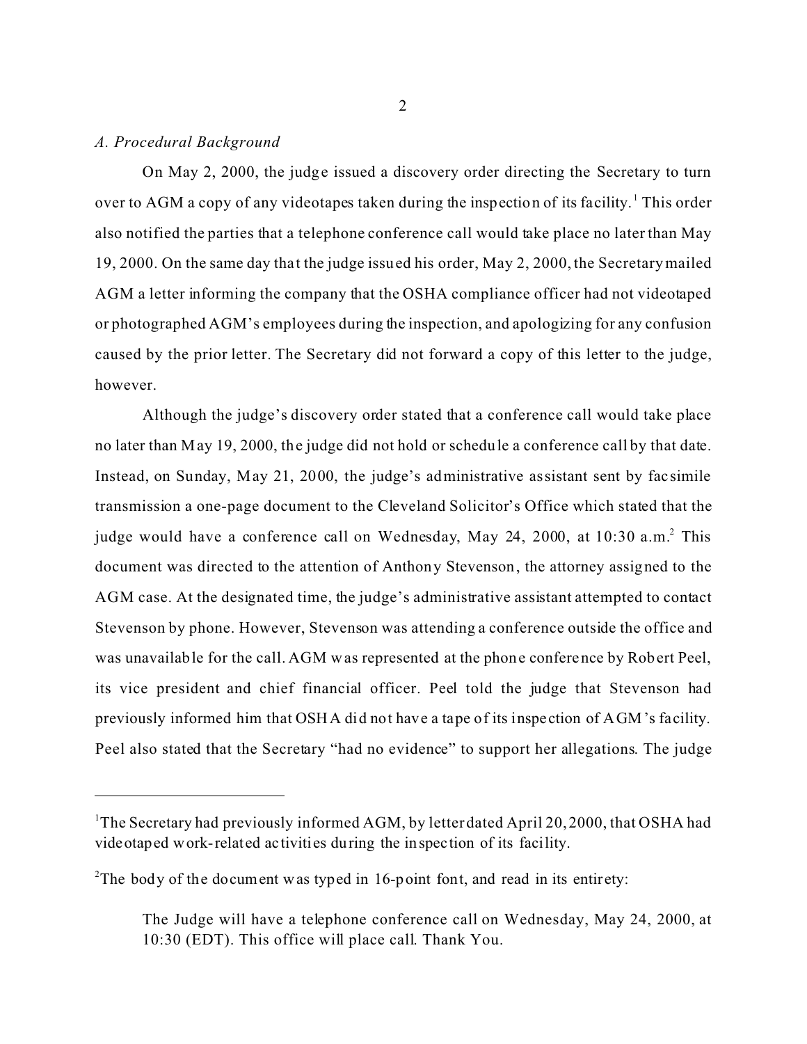*A. Procedural Background*

On May 2, 2000, the judge issued a discovery order directing the Secretary to turn over to AGM a copy of any videotapes taken during the inspection of its facility.[1] This order also notified the parties that a telephone conference call would take place no later than May 19, 2000. On the same day that the judge issued his order, May 2, 2000, the Secretary mailed AGM a letter informing the company that the OSHA compliance officer had not videotaped or photographed AGM's employees during the inspection, and apologizing for any confusion caused by the prior letter. The Secretary did not forward a copy of this letter to the judge, however.

Although the judge's discovery order stated that a conference call would take place no later than May 19, 2000, the judge did not hold or schedule a conference call by that date. Instead, on Sunday, May 21, 2000, the judge's administrative assistant sent by facsimile transmission a one-page document to the Cleveland Solicitor's Office which stated that the judge would have a conference call on Wednesday, May 24, 2000, at 10:30 a.m.[2] This document was directed to the attention of Anthony Stevenson, the attorney assigned to the AGM case. At the designated time, the judge's administrative assistant attempted to contact Stevenson by phone. However, Stevenson was attending a conference outside the office and was unavailable for the call. AGM was represented at the phone conference by Robert Peel, its vice president and chief financial officer. Peel told the judge that Stevenson had previously informed him that OSHA did not have a tape of its inspection of AGM's facility. Peel also stated that the Secretary "had no evidence" to support her allegations. The judge

---

[1]The Secretary had previously informed AGM, by letter dated April 20, 2000, that OSHA had videotaped work-related activities during the inspection of its facility.

[2]The body of the document was typed in 16-point font, and read in its entirety:

> The Judge will have a telephone conference call on Wednesday, May 24, 2000, at 10:30 (EDT). This office will place call. Thank You.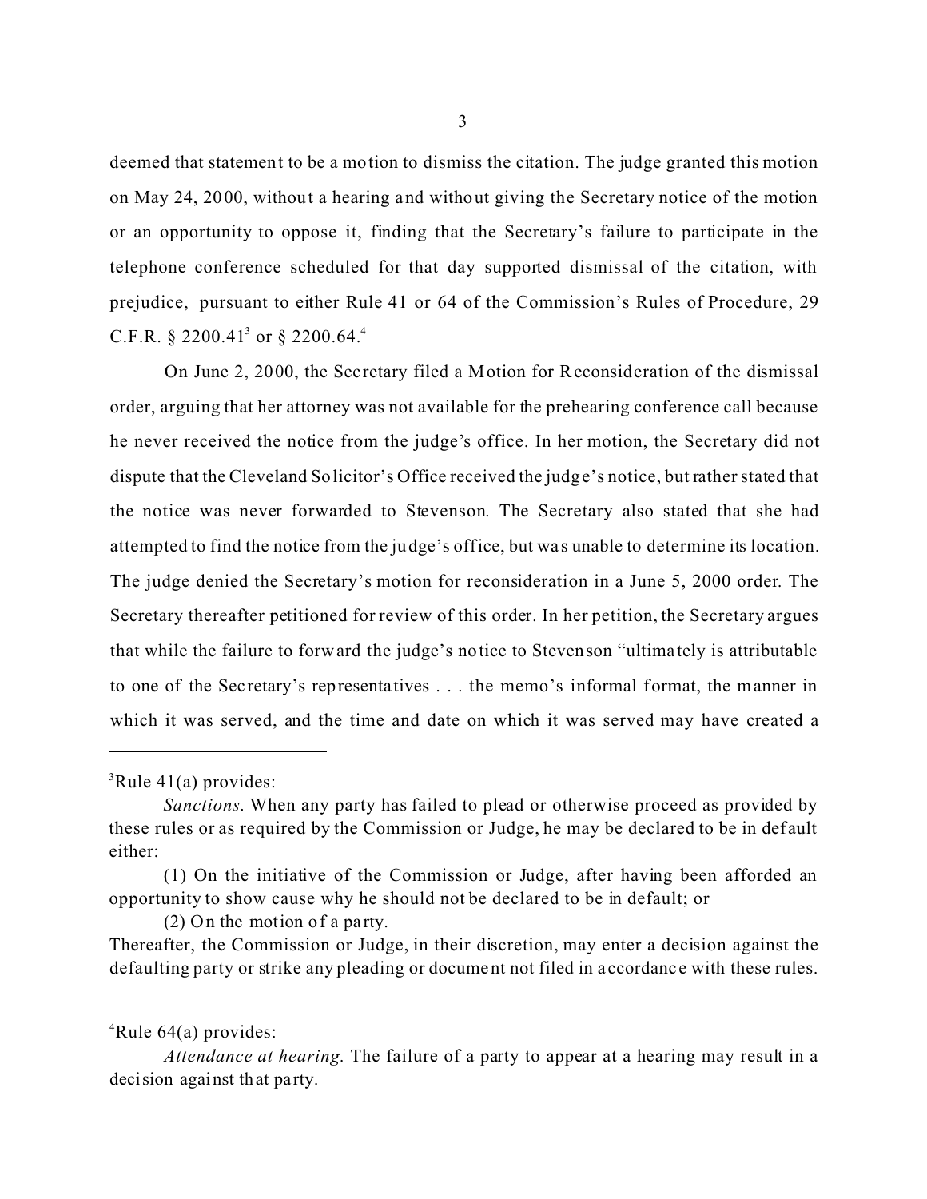deemed that statement to be a motion to dismiss the citation. The judge granted this motion on May 24, 2000, without a hearing and without giving the Secretary notice of the motion or an opportunity to oppose it, finding that the Secretary's failure to participate in the telephone conference scheduled for that day supported dismissal of the citation, with prejudice, pursuant to either Rule 41 or 64 of the Commission's Rules of Procedure, 29 C.F.R. § 2200.41[3] or § 2200.64.[4]

On June 2, 2000, the Secretary filed a Motion for Reconsideration of the dismissal order, arguing that her attorney was not available for the prehearing conference call because he never received the notice from the judge's office. In her motion, the Secretary did not dispute that the Cleveland Solicitor's Office received the judge's notice, but rather stated that the notice was never forwarded to Stevenson. The Secretary also stated that she had attempted to find the notice from the judge's office, but was unable to determine its location. The judge denied the Secretary's motion for reconsideration in a June 5, 2000 order. The Secretary thereafter petitioned for review of this order. In her petition, the Secretary argues that while the failure to forward the judge's notice to Stevenson "ultimately is attributable to one of the Secretary's representatives . . . the memo's informal format, the manner in which it was served, and the time and date on which it was served may have created a

---

[3]Rule 41(a) provides:

*Sanctions*. When any party has failed to plead or otherwise proceed as provided by these rules or as required by the Commission or Judge, he may be declared to be in default either:

(1) On the initiative of the Commission or Judge, after having been afforded an opportunity to show cause why he should not be declared to be in default; or

(2) On the motion of a party.

Thereafter, the Commission or Judge, in their discretion, may enter a decision against the defaulting party or strike any pleading or document not filed in accordance with these rules.

[4]Rule 64(a) provides:

*Attendance at hearing*. The failure of a party to appear at a hearing may result in a decision against that party.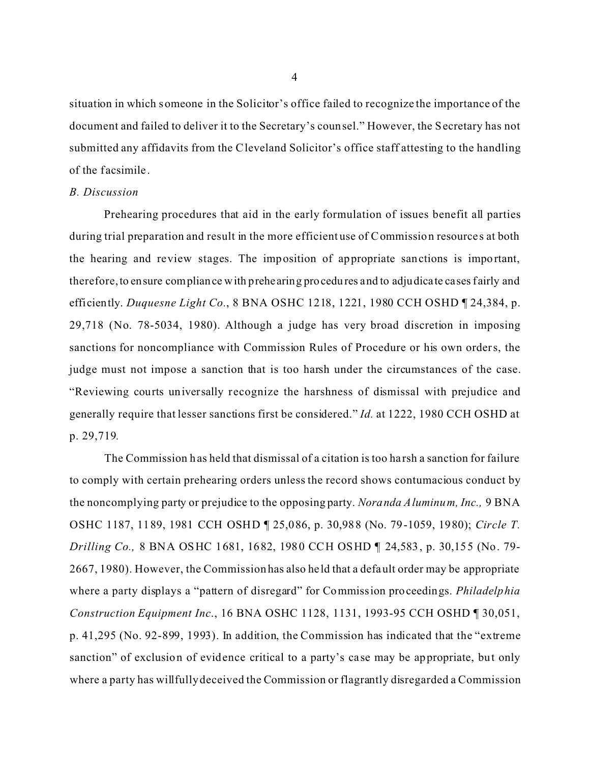situation in which someone in the Solicitor's office failed to recognize the importance of the document and failed to deliver it to the Secretary's counsel." However, the Secretary has not submitted any affidavits from the Cleveland Solicitor's office staff attesting to the handling of the facsimile.

*B. Discussion*

Prehearing procedures that aid in the early formulation of issues benefit all parties during trial preparation and result in the more efficient use of Commission resources at both the hearing and review stages. The imposition of appropriate sanctions is important, therefore, to ensure compliance with prehearing procedures and to adjudicate cases fairly and efficiently. *Duquesne Light Co*., 8 BNA OSHC 1218, 1221, 1980 CCH OSHD ¶ 24,384, p. 29,718 (No. 78-5034, 1980). Although a judge has very broad discretion in imposing sanctions for noncompliance with Commission Rules of Procedure or his own orders, the judge must not impose a sanction that is too harsh under the circumstances of the case. "Reviewing courts universally recognize the harshness of dismissal with prejudice and generally require that lesser sanctions first be considered." *Id.* at 1222, 1980 CCH OSHD at p. 29,719.

The Commission has held that dismissal of a citation is too harsh a sanction for failure to comply with certain prehearing orders unless the record shows contumacious conduct by the noncomplying party or prejudice to the opposing party. *Noranda Aluminum, Inc.,* 9 BNA OSHC 1187, 1189, 1981 CCH OSHD ¶ 25,086, p. 30,988 (No. 79-1059, 1980); *Circle T. Drilling Co.,* 8 BNA OSHC 1681, 1682, 1980 CCH OSHD ¶ 24,583, p. 30,155 (No. 79-2667, 1980). However, the Commission has also held that a default order may be appropriate where a party displays a "pattern of disregard" for Commission proceedings. *Philadelphia Construction Equipment Inc*., 16 BNA OSHC 1128, 1131, 1993-95 CCH OSHD ¶ 30,051, p. 41,295 (No. 92-899, 1993). In addition, the Commission has indicated that the "extreme sanction" of exclusion of evidence critical to a party's case may be appropriate, but only where a party has willfully deceived the Commission or flagrantly disregarded a Commission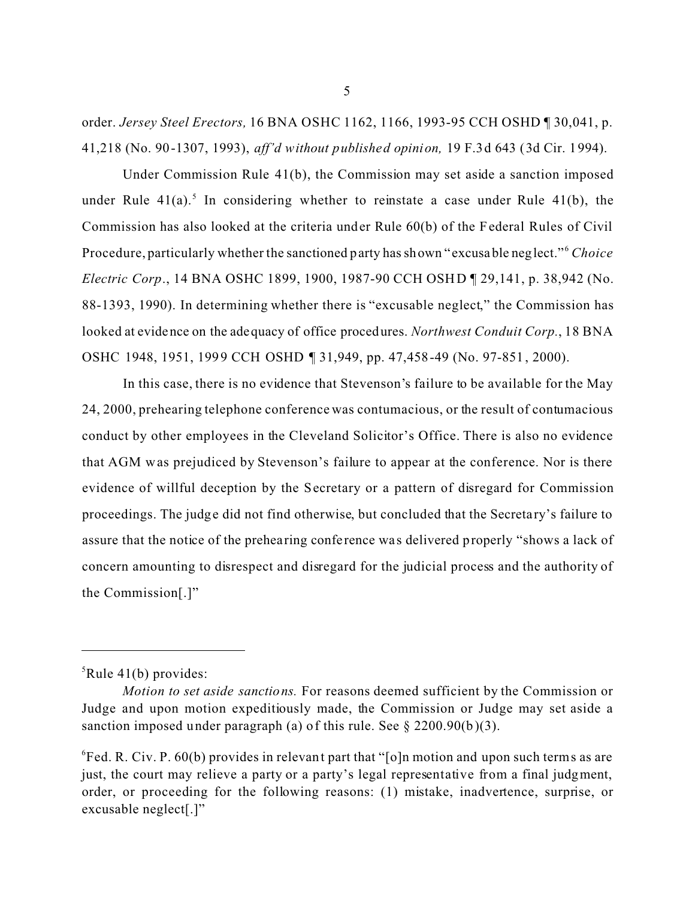order. *Jersey Steel Erectors,* 16 BNA OSHC 1162, 1166, 1993-95 CCH OSHD ¶ 30,041, p. 41,218 (No. 90-1307, 1993), *aff'd without published opinion,* 19 F.3d 643 (3d Cir. 1994).

Under Commission Rule 41(b), the Commission may set aside a sanction imposed under Rule 41(a).[5] In considering whether to reinstate a case under Rule 41(b), the Commission has also looked at the criteria under Rule 60(b) of the Federal Rules of Civil Procedure, particularly whether the sanctioned party has shown "excusable neglect."[6] *Choice Electric Corp*., 14 BNA OSHC 1899, 1900, 1987-90 CCH OSHD ¶ 29,141, p. 38,942 (No. 88-1393, 1990). In determining whether there is "excusable neglect," the Commission has looked at evidence on the adequacy of office procedures. *Northwest Conduit Corp.*, 18 BNA OSHC 1948, 1951, 1999 CCH OSHD ¶ 31,949, pp. 47,458-49 (No. 97-851, 2000).

In this case, there is no evidence that Stevenson's failure to be available for the May 24, 2000, prehearing telephone conference was contumacious, or the result of contumacious conduct by other employees in the Cleveland Solicitor's Office. There is also no evidence that AGM was prejudiced by Stevenson's failure to appear at the conference. Nor is there evidence of willful deception by the Secretary or a pattern of disregard for Commission proceedings. The judge did not find otherwise, but concluded that the Secretary's failure to assure that the notice of the prehearing conference was delivered properly "shows a lack of concern amounting to disrespect and disregard for the judicial process and the authority of the Commission[.]"

---

[5]Rule 41(b) provides:

*Motion to set aside sanctions.* For reasons deemed sufficient by the Commission or Judge and upon motion expeditiously made, the Commission or Judge may set aside a sanction imposed under paragraph (a) of this rule. See § 2200.90(b)(3).

[6]Fed. R. Civ. P. 60(b) provides in relevant part that "[o]n motion and upon such terms as are just, the court may relieve a party or a party's legal representative from a final judgment, order, or proceeding for the following reasons: (1) mistake, inadvertence, surprise, or excusable neglect[.]"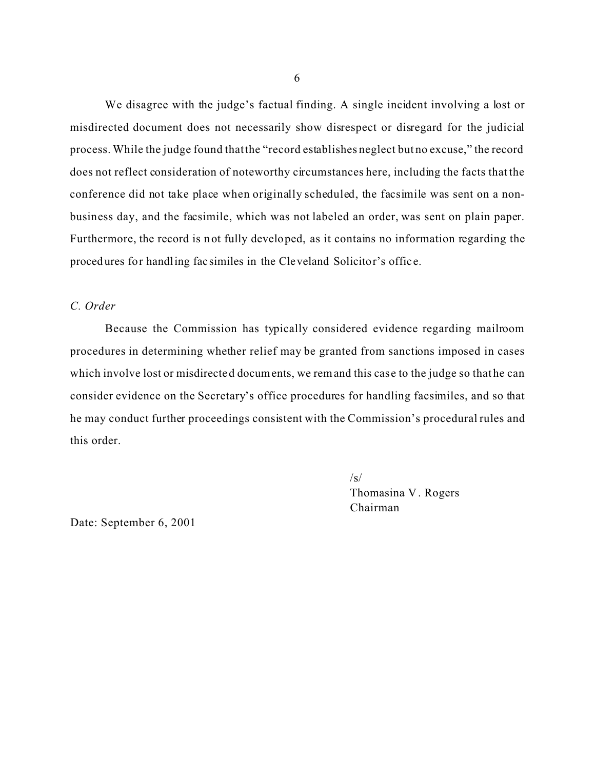We disagree with the judge's factual finding. A single incident involving a lost or misdirected document does not necessarily show disrespect or disregard for the judicial process. While the judge found that the "record establishes neglect but no excuse," the record does not reflect consideration of noteworthy circumstances here, including the facts that the conference did not take place when originally scheduled, the facsimile was sent on a non-business day, and the facsimile, which was not labeled an order, was sent on plain paper. Furthermore, the record is not fully developed, as it contains no information regarding the procedures for handling facsimiles in the Cleveland Solicitor's office.

*C. Order*

Because the Commission has typically considered evidence regarding mailroom procedures in determining whether relief may be granted from sanctions imposed in cases which involve lost or misdirected documents, we remand this case to the judge so that he can consider evidence on the Secretary's office procedures for handling facsimiles, and so that he may conduct further proceedings consistent with the Commission's procedural rules and this order.

/s/
Thomasina V. Rogers
Chairman

Date: September 6, 2001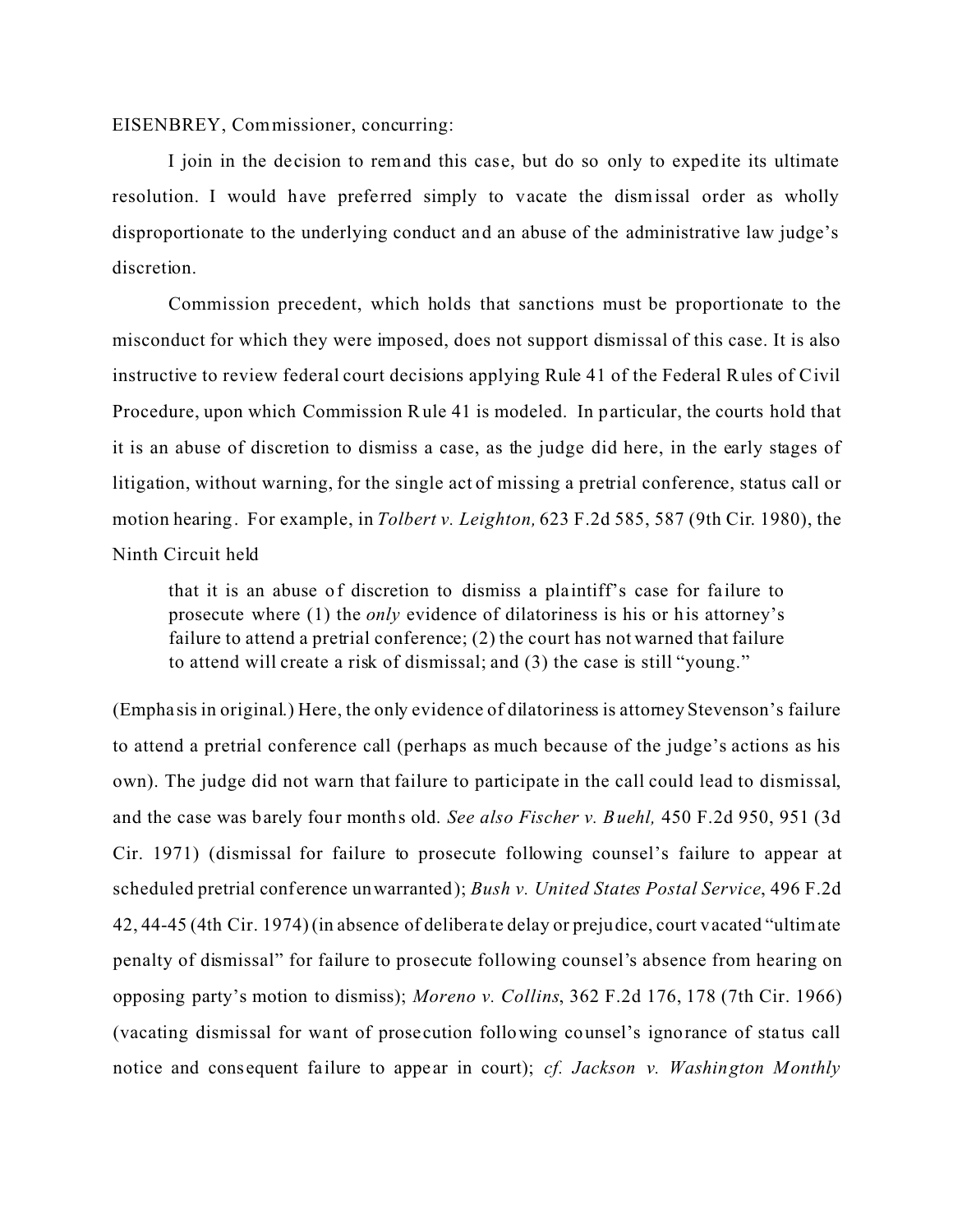EISENBREY, Commissioner, concurring:

I join in the decision to remand this case, but do so only to expedite its ultimate resolution. I would have preferred simply to vacate the dismissal order as wholly disproportionate to the underlying conduct and an abuse of the administrative law judge's discretion.

Commission precedent, which holds that sanctions must be proportionate to the misconduct for which they were imposed, does not support dismissal of this case. It is also instructive to review federal court decisions applying Rule 41 of the Federal Rules of Civil Procedure, upon which Commission Rule 41 is modeled. In particular, the courts hold that it is an abuse of discretion to dismiss a case, as the judge did here, in the early stages of litigation, without warning, for the single act of missing a pretrial conference, status call or motion hearing. For example, in *Tolbert v. Leighton,* 623 F.2d 585, 587 (9th Cir. 1980), the Ninth Circuit held

> that it is an abuse of discretion to dismiss a plaintiff's case for failure to prosecute where (1) the *only* evidence of dilatoriness is his or his attorney's failure to attend a pretrial conference; (2) the court has not warned that failure to attend will create a risk of dismissal; and (3) the case is still "young."

(Emphasis in original.) Here, the only evidence of dilatoriness is attorney Stevenson's failure to attend a pretrial conference call (perhaps as much because of the judge's actions as his own). The judge did not warn that failure to participate in the call could lead to dismissal, and the case was barely four months old. *See also Fischer v. Buehl,* 450 F.2d 950, 951 (3d Cir. 1971) (dismissal for failure to prosecute following counsel's failure to appear at scheduled pretrial conference unwarranted); *Bush v. United States Postal Service*, 496 F.2d 42, 44-45 (4th Cir. 1974) (in absence of deliberate delay or prejudice, court vacated "ultimate penalty of dismissal" for failure to prosecute following counsel's absence from hearing on opposing party's motion to dismiss); *Moreno v. Collins*, 362 F.2d 176, 178 (7th Cir. 1966) (vacating dismissal for want of prosecution following counsel's ignorance of status call notice and consequent failure to appear in court); *cf. Jackson v. Washington Monthly*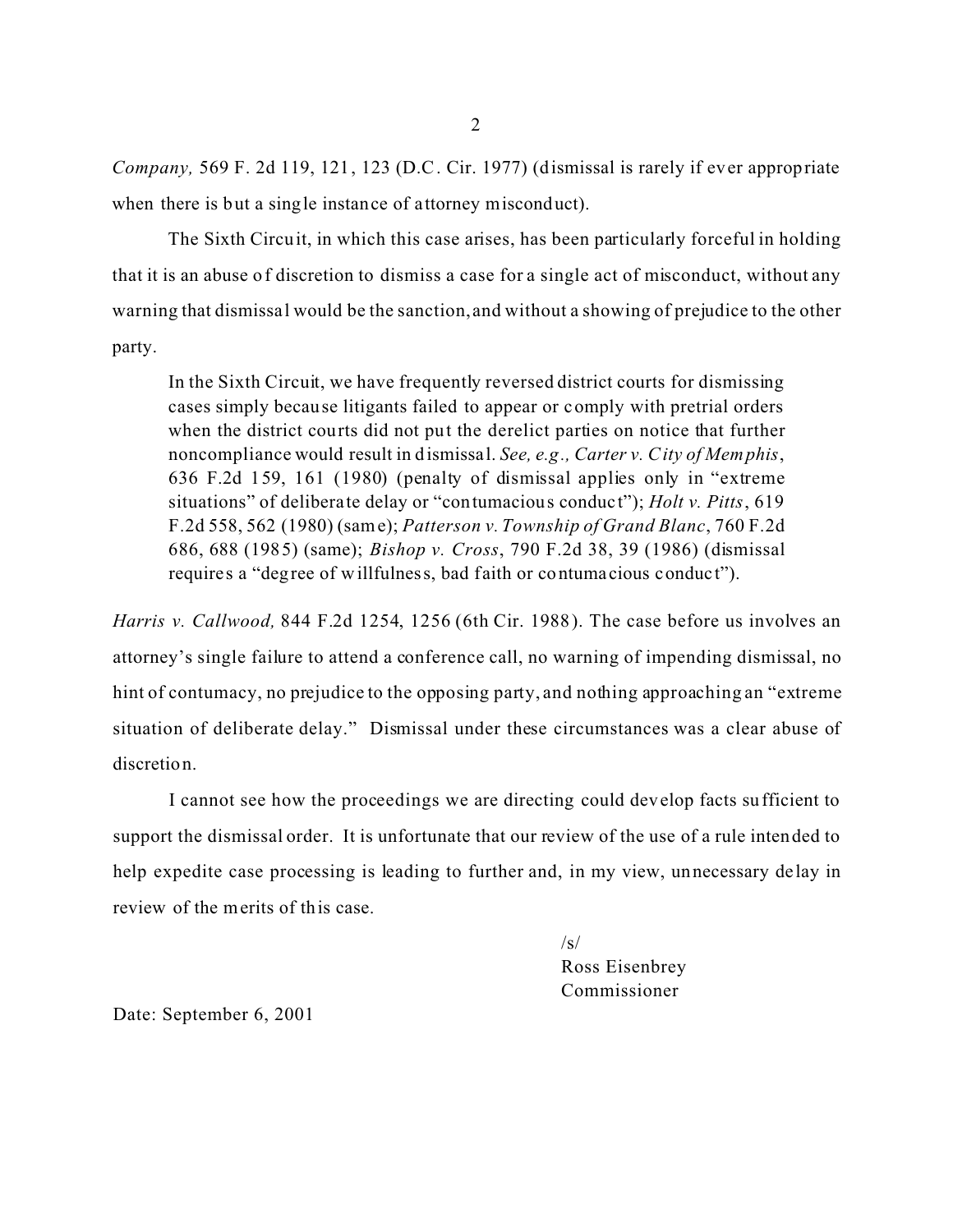*Company,* 569 F. 2d 119, 121, 123 (D.C. Cir. 1977) (dismissal is rarely if ever appropriate when there is but a single instance of attorney misconduct).

The Sixth Circuit, in which this case arises, has been particularly forceful in holding that it is an abuse of discretion to dismiss a case for a single act of misconduct, without any warning that dismissal would be the sanction, and without a showing of prejudice to the other party.

> In the Sixth Circuit, we have frequently reversed district courts for dismissing cases simply because litigants failed to appear or comply with pretrial orders when the district courts did not put the derelict parties on notice that further noncompliance would result in dismissal. *See, e.g., Carter v. City of Memphis*, 636 F.2d 159, 161 (1980) (penalty of dismissal applies only in "extreme situations" of deliberate delay or "contumacious conduct"); *Holt v. Pitts*, 619 F.2d 558, 562 (1980) (same); *Patterson v. Township of Grand Blanc*, 760 F.2d 686, 688 (1985) (same); *Bishop v. Cross*, 790 F.2d 38, 39 (1986) (dismissal requires a "degree of willfulness, bad faith or contumacious conduct").

*Harris v. Callwood,* 844 F.2d 1254, 1256 (6th Cir. 1988). The case before us involves an attorney's single failure to attend a conference call, no warning of impending dismissal, no hint of contumacy, no prejudice to the opposing party, and nothing approaching an "extreme situation of deliberate delay." Dismissal under these circumstances was a clear abuse of discretion.

I cannot see how the proceedings we are directing could develop facts sufficient to support the dismissal order. It is unfortunate that our review of the use of a rule intended to help expedite case processing is leading to further and, in my view, unnecessary delay in review of the merits of this case.

/s/
Ross Eisenbrey
Commissioner

Date: September 6, 2001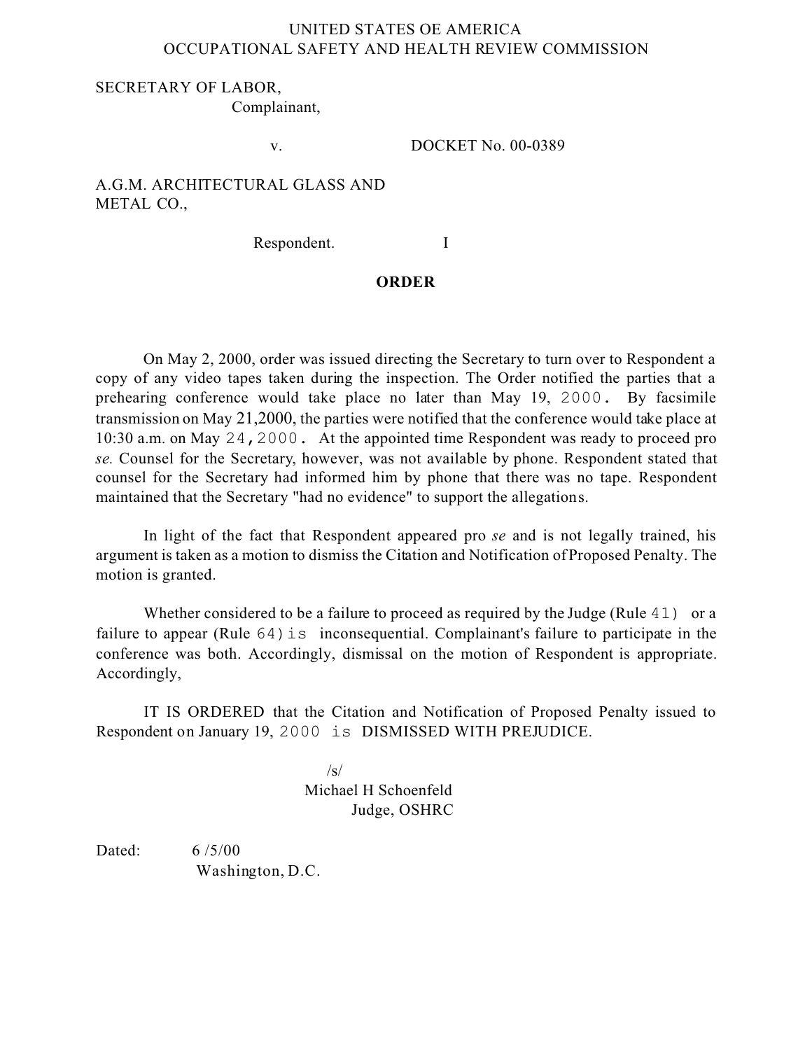UNITED STATES OE AMERICA
OCCUPATIONAL SAFETY AND HEALTH REVIEW COMMISSION

SECRETARY OF LABOR,
Complainant,

v. DOCKET No. 00-0389

A.G.M. ARCHITECTURAL GLASS AND METAL CO.,

Respondent. I

**ORDER**

On May 2, 2000, order was issued directing the Secretary to turn over to Respondent a copy of any video tapes taken during the inspection. The Order notified the parties that a prehearing conference would take place no later than May 19, 2000. By facsimile transmission on May 21,2000, the parties were notified that the conference would take place at 10:30 a.m. on May 24,2000. At the appointed time Respondent was ready to proceed pro *se.* Counsel for the Secretary, however, was not available by phone. Respondent stated that counsel for the Secretary had informed him by phone that there was no tape. Respondent maintained that the Secretary "had no evidence" to support the allegations.

In light of the fact that Respondent appeared pro *se* and is not legally trained, his argument is taken as a motion to dismiss the Citation and Notification of Proposed Penalty. The motion is granted.

Whether considered to be a failure to proceed as required by the Judge (Rule 41) or a failure to appear (Rule 64) is inconsequential. Complainant's failure to participate in the conference was both. Accordingly, dismissal on the motion of Respondent is appropriate. Accordingly,

IT IS ORDERED that the Citation and Notification of Proposed Penalty issued to Respondent on January 19, 2000 is DISMISSED WITH PREJUDICE.

/s/
Michael H Schoenfeld
Judge, OSHRC

Dated: 6 /5/00
Washington, D.C.